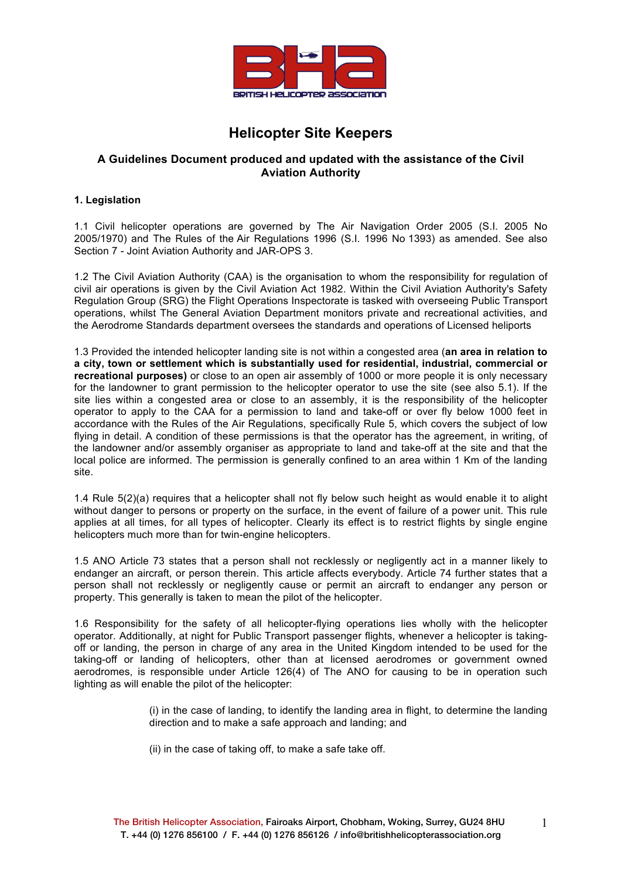# Helicopter Site Keepers

### A Guidelines Document produced and updated with the assistance of the Civil Aviation Authority

#### 1. Legislation

1.1 Civil helicopter operations are governed by The Air Navigation Order 2005 (S.I. 2005 No 2005/1970) and The Rules of the Air Regulations 1996 (S.I. 1996 No 1393) as amended. See also Section 7 - Joint Aviation Authority and JAR-OPS 3.

1.2 The Civil Aviation Authority (CAA) is the organisation to whom the responsibility for regulation of civil air operations is given by the Civil Aviation Act 1982. Within the Civil Aviation Authority's Safety Regulation Group (SRG) the Flight Operations Inspectorate is tasked with overseeing Public Transport operations, whilst The General Aviation Department monitors private and recreational activities, and the Aerodrome Standards department oversees the standards and operations of Licensed heliports

1.3 Provided the intended helicopter landing site is not within a congested area (**an area in relation to a city, town or settlement which is substantially used for residential, industrial, commercial or recreational purposes)** or close to an open air assembly of 1000 or more people it is only necessary for the landowner to grant permission to the helicopter operator to use the site (see also 5.1). If the site lies within a congested area or close to an assembly, it is the responsibility of the helicopter operator to apply to the CAA for a permission to land and take-off or over fly below 1000 feet in accordance with the Rules of the Air Regulations, specifically Rule 5, which covers the subject of low flying in detail. A condition of these permissions is that the operator has the agreement, in writing, of the landowner and/or assembly organiser as appropriate to land and take-off at the site and that the local police are informed. The permission is generally confined to an area within 1 Km of the landing site.

1.4 Rule 5(2)(a) requires that a helicopter shall not fly below such height as would enable it to alight without danger to persons or property on the surface, in the event of failure of a power unit. This rule applies at all times, for all types of helicopter. Clearly its effect is to restrict flights by single engine helicopters much more than for twin-engine helicopters.

1.5 ANO Article 73 states that a person shall not recklessly or negligently act in a manner likely to endanger an aircraft, or person therein. This article affects everybody. Article 74 further states that a person shall not recklessly or negligently cause or permit an aircraft to endanger any person or property. This generally is taken to mean the pilot of the helicopter.

1.6 Responsibility for the safety of all helicopter-flying operations lies wholly with the helicopter operator. Additionally, at night for Public Transport passenger flights, whenever a helicopter is taking-off or landing, the person in charge of any area in the United Kingdom intended to be used for the taking-off or landing of helicopters, other than at licensed aerodromes or government owned aerodromes, is responsible under Article 126(4) of The ANO for causing to be in operation such lighting as will enable the pilot of the helicopter:

> (i) in the case of landing, to identify the landing area in flight, to determine the landing direction and to make a safe approach and landing; and
>
> (ii) in the case of taking off, to make a safe take off.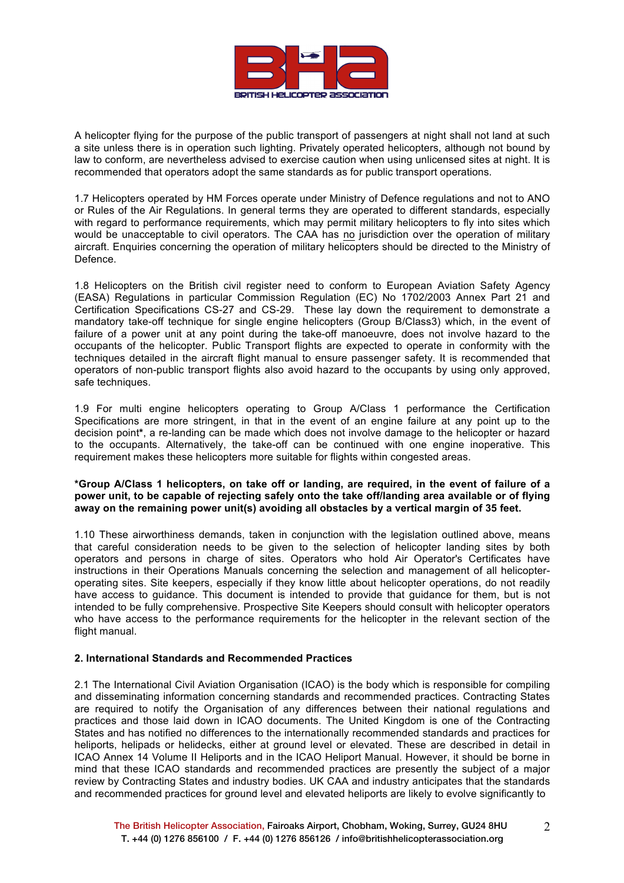A helicopter flying for the purpose of the public transport of passengers at night shall not land at such a site unless there is in operation such lighting. Privately operated helicopters, although not bound by law to conform, are nevertheless advised to exercise caution when using unlicensed sites at night. It is recommended that operators adopt the same standards as for public transport operations.

1.7 Helicopters operated by HM Forces operate under Ministry of Defence regulations and not to ANO or Rules of the Air Regulations. In general terms they are operated to different standards, especially with regard to performance requirements, which may permit military helicopters to fly into sites which would be unacceptable to civil operators. The CAA has no jurisdiction over the operation of military aircraft. Enquiries concerning the operation of military helicopters should be directed to the Ministry of Defence.

1.8 Helicopters on the British civil register need to conform to European Aviation Safety Agency (EASA) Regulations in particular Commission Regulation (EC) No 1702/2003 Annex Part 21 and Certification Specifications CS-27 and CS-29. These lay down the requirement to demonstrate a mandatory take-off technique for single engine helicopters (Group B/Class3) which, in the event of failure of a power unit at any point during the take-off manoeuvre, does not involve hazard to the occupants of the helicopter. Public Transport flights are expected to operate in conformity with the techniques detailed in the aircraft flight manual to ensure passenger safety. It is recommended that operators of non-public transport flights also avoid hazard to the occupants by using only approved, safe techniques.

1.9 For multi engine helicopters operating to Group A/Class 1 performance the Certification Specifications are more stringent, in that in the event of an engine failure at any point up to the decision point*, a re-landing can be made which does not involve damage to the helicopter or hazard to the occupants. Alternatively, the take-off can be continued with one engine inoperative. This requirement makes these helicopters more suitable for flights within congested areas.

**\*Group A/Class 1 helicopters, on take off or landing, are required, in the event of failure of a power unit, to be capable of rejecting safely onto the take off/landing area available or of flying away on the remaining power unit(s) avoiding all obstacles by a vertical margin of 35 feet.**

1.10 These airworthiness demands, taken in conjunction with the legislation outlined above, means that careful consideration needs to be given to the selection of helicopter landing sites by both operators and persons in charge of sites. Operators who hold Air Operator's Certificates have instructions in their Operations Manuals concerning the selection and management of all helicopter-operating sites. Site keepers, especially if they know little about helicopter operations, do not readily have access to guidance. This document is intended to provide that guidance for them, but is not intended to be fully comprehensive. Prospective Site Keepers should consult with helicopter operators who have access to the performance requirements for the helicopter in the relevant section of the flight manual.

## 2. International Standards and Recommended Practices

2.1 The International Civil Aviation Organisation (ICAO) is the body which is responsible for compiling and disseminating information concerning standards and recommended practices. Contracting States are required to notify the Organisation of any differences between their national regulations and practices and those laid down in ICAO documents. The United Kingdom is one of the Contracting States and has notified no differences to the internationally recommended standards and practices for heliports, helipads or helidecks, either at ground level or elevated. These are described in detail in ICAO Annex 14 Volume II Heliports and in the ICAO Heliport Manual. However, it should be borne in mind that these ICAO standards and recommended practices are presently the subject of a major review by Contracting States and industry bodies. UK CAA and industry anticipates that the standards and recommended practices for ground level and elevated heliports are likely to evolve significantly to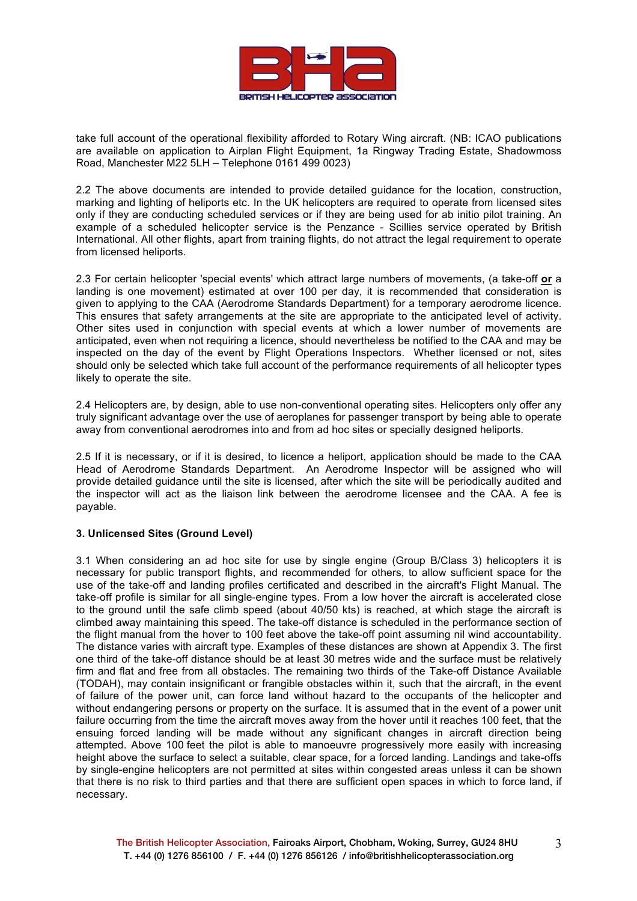take full account of the operational flexibility afforded to Rotary Wing aircraft. (NB: ICAO publications are available on application to Airplan Flight Equipment, 1a Ringway Trading Estate, Shadowmoss Road, Manchester M22 5LH – Telephone 0161 499 0023)

2.2 The above documents are intended to provide detailed guidance for the location, construction, marking and lighting of heliports etc. In the UK helicopters are required to operate from licensed sites only if they are conducting scheduled services or if they are being used for ab initio pilot training. An example of a scheduled helicopter service is the Penzance - Scillies service operated by British International. All other flights, apart from training flights, do not attract the legal requirement to operate from licensed heliports.

2.3 For certain helicopter 'special events' which attract large numbers of movements, (a take-off **or** a landing is one movement) estimated at over 100 per day, it is recommended that consideration is given to applying to the CAA (Aerodrome Standards Department) for a temporary aerodrome licence. This ensures that safety arrangements at the site are appropriate to the anticipated level of activity. Other sites used in conjunction with special events at which a lower number of movements are anticipated, even when not requiring a licence, should nevertheless be notified to the CAA and may be inspected on the day of the event by Flight Operations Inspectors. Whether licensed or not, sites should only be selected which take full account of the performance requirements of all helicopter types likely to operate the site.

2.4 Helicopters are, by design, able to use non-conventional operating sites. Helicopters only offer any truly significant advantage over the use of aeroplanes for passenger transport by being able to operate away from conventional aerodromes into and from ad hoc sites or specially designed heliports.

2.5 If it is necessary, or if it is desired, to licence a heliport, application should be made to the CAA Head of Aerodrome Standards Department. An Aerodrome Inspector will be assigned who will provide detailed guidance until the site is licensed, after which the site will be periodically audited and the inspector will act as the liaison link between the aerodrome licensee and the CAA. A fee is payable.

### 3. Unlicensed Sites (Ground Level)

3.1 When considering an ad hoc site for use by single engine (Group B/Class 3) helicopters it is necessary for public transport flights, and recommended for others, to allow sufficient space for the use of the take-off and landing profiles certificated and described in the aircraft's Flight Manual. The take-off profile is similar for all single-engine types. From a low hover the aircraft is accelerated close to the ground until the safe climb speed (about 40/50 kts) is reached, at which stage the aircraft is climbed away maintaining this speed. The take-off distance is scheduled in the performance section of the flight manual from the hover to 100 feet above the take-off point assuming nil wind accountability. The distance varies with aircraft type. Examples of these distances are shown at Appendix 3. The first one third of the take-off distance should be at least 30 metres wide and the surface must be relatively firm and flat and free from all obstacles. The remaining two thirds of the Take-off Distance Available (TODAH), may contain insignificant or frangible obstacles within it, such that the aircraft, in the event of failure of the power unit, can force land without hazard to the occupants of the helicopter and without endangering persons or property on the surface. It is assumed that in the event of a power unit failure occurring from the time the aircraft moves away from the hover until it reaches 100 feet, that the ensuing forced landing will be made without any significant changes in aircraft direction being attempted. Above 100 feet the pilot is able to manoeuvre progressively more easily with increasing height above the surface to select a suitable, clear space, for a forced landing. Landings and take-offs by single-engine helicopters are not permitted at sites within congested areas unless it can be shown that there is no risk to third parties and that there are sufficient open spaces in which to force land, if necessary.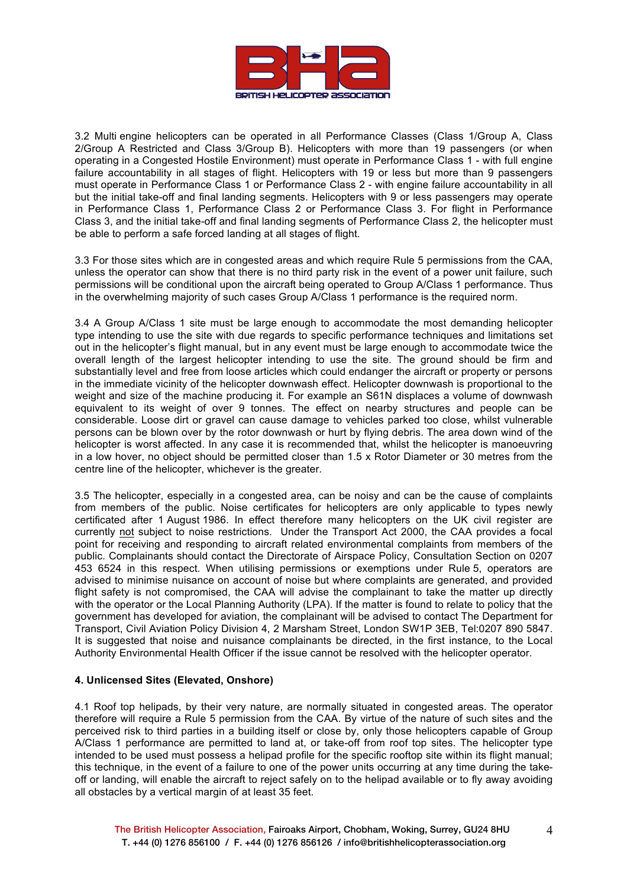3.2 Multi engine helicopters can be operated in all Performance Classes (Class 1/Group A, Class 2/Group A Restricted and Class 3/Group B). Helicopters with more than 19 passengers (or when operating in a Congested Hostile Environment) must operate in Performance Class 1 - with full engine failure accountability in all stages of flight. Helicopters with 19 or less but more than 9 passengers must operate in Performance Class 1 or Performance Class 2 - with engine failure accountability in all but the initial take-off and final landing segments. Helicopters with 9 or less passengers may operate in Performance Class 1, Performance Class 2 or Performance Class 3. For flight in Performance Class 3, and the initial take-off and final landing segments of Performance Class 2, the helicopter must be able to perform a safe forced landing at all stages of flight.

3.3 For those sites which are in congested areas and which require Rule 5 permissions from the CAA, unless the operator can show that there is no third party risk in the event of a power unit failure, such permissions will be conditional upon the aircraft being operated to Group A/Class 1 performance. Thus in the overwhelming majority of such cases Group A/Class 1 performance is the required norm.

3.4 A Group A/Class 1 site must be large enough to accommodate the most demanding helicopter type intending to use the site with due regards to specific performance techniques and limitations set out in the helicopter's flight manual, but in any event must be large enough to accommodate twice the overall length of the largest helicopter intending to use the site. The ground should be firm and substantially level and free from loose articles which could endanger the aircraft or property or persons in the immediate vicinity of the helicopter downwash effect. Helicopter downwash is proportional to the weight and size of the machine producing it. For example an S61N displaces a volume of downwash equivalent to its weight of over 9 tonnes. The effect on nearby structures and people can be considerable. Loose dirt or gravel can cause damage to vehicles parked too close, whilst vulnerable persons can be blown over by the rotor downwash or hurt by flying debris. The area down wind of the helicopter is worst affected. In any case it is recommended that, whilst the helicopter is manoeuvring in a low hover, no object should be permitted closer than 1.5 x Rotor Diameter or 30 metres from the centre line of the helicopter, whichever is the greater.

3.5 The helicopter, especially in a congested area, can be noisy and can be the cause of complaints from members of the public. Noise certificates for helicopters are only applicable to types newly certificated after 1 August 1986. In effect therefore many helicopters on the UK civil register are currently not subject to noise restrictions. Under the Transport Act 2000, the CAA provides a focal point for receiving and responding to aircraft related environmental complaints from members of the public. Complainants should contact the Directorate of Airspace Policy, Consultation Section on 0207 453 6524 in this respect. When utilising permissions or exemptions under Rule 5, operators are advised to minimise nuisance on account of noise but where complaints are generated, and provided flight safety is not compromised, the CAA will advise the complainant to take the matter up directly with the operator or the Local Planning Authority (LPA). If the matter is found to relate to policy that the government has developed for aviation, the complainant will be advised to contact The Department for Transport, Civil Aviation Policy Division 4, 2 Marsham Street, London SW1P 3EB, Tel:0207 890 5847. It is suggested that noise and nuisance complainants be directed, in the first instance, to the Local Authority Environmental Health Officer if the issue cannot be resolved with the helicopter operator.

## 4. Unlicensed Sites (Elevated, Onshore)

4.1 Roof top helipads, by their very nature, are normally situated in congested areas. The operator therefore will require a Rule 5 permission from the CAA. By virtue of the nature of such sites and the perceived risk to third parties in a building itself or close by, only those helicopters capable of Group A/Class 1 performance are permitted to land at, or take-off from roof top sites. The helicopter type intended to be used must possess a helipad profile for the specific rooftop site within its flight manual; this technique, in the event of a failure to one of the power units occurring at any time during the take-off or landing, will enable the aircraft to reject safely on to the helipad available or to fly away avoiding all obstacles by a vertical margin of at least 35 feet.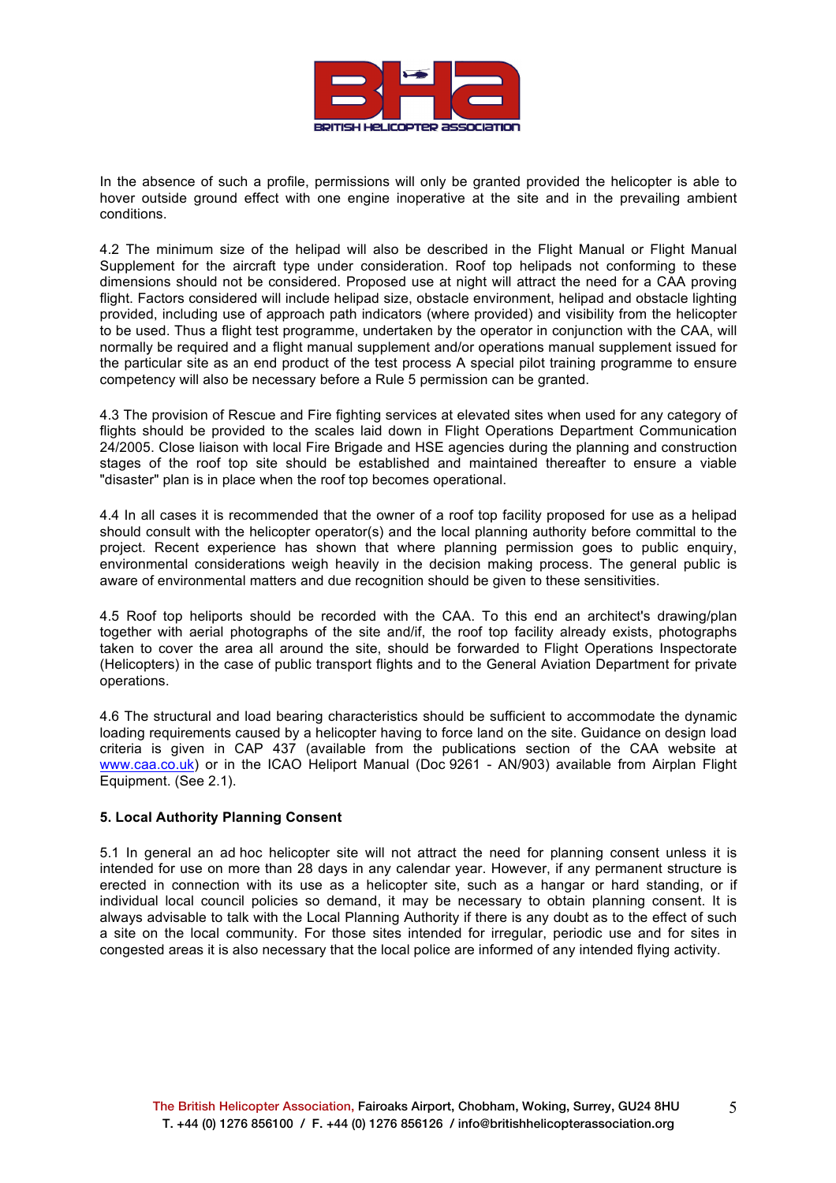In the absence of such a profile, permissions will only be granted provided the helicopter is able to hover outside ground effect with one engine inoperative at the site and in the prevailing ambient conditions.

4.2 The minimum size of the helipad will also be described in the Flight Manual or Flight Manual Supplement for the aircraft type under consideration. Roof top helipads not conforming to these dimensions should not be considered. Proposed use at night will attract the need for a CAA proving flight. Factors considered will include helipad size, obstacle environment, helipad and obstacle lighting provided, including use of approach path indicators (where provided) and visibility from the helicopter to be used. Thus a flight test programme, undertaken by the operator in conjunction with the CAA, will normally be required and a flight manual supplement and/or operations manual supplement issued for the particular site as an end product of the test process A special pilot training programme to ensure competency will also be necessary before a Rule 5 permission can be granted.

4.3 The provision of Rescue and Fire fighting services at elevated sites when used for any category of flights should be provided to the scales laid down in Flight Operations Department Communication 24/2005. Close liaison with local Fire Brigade and HSE agencies during the planning and construction stages of the roof top site should be established and maintained thereafter to ensure a viable "disaster" plan is in place when the roof top becomes operational.

4.4 In all cases it is recommended that the owner of a roof top facility proposed for use as a helipad should consult with the helicopter operator(s) and the local planning authority before committal to the project. Recent experience has shown that where planning permission goes to public enquiry, environmental considerations weigh heavily in the decision making process. The general public is aware of environmental matters and due recognition should be given to these sensitivities.

4.5 Roof top heliports should be recorded with the CAA. To this end an architect's drawing/plan together with aerial photographs of the site and/if, the roof top facility already exists, photographs taken to cover the area all around the site, should be forwarded to Flight Operations Inspectorate (Helicopters) in the case of public transport flights and to the General Aviation Department for private operations.

4.6 The structural and load bearing characteristics should be sufficient to accommodate the dynamic loading requirements caused by a helicopter having to force land on the site. Guidance on design load criteria is given in CAP 437 (available from the publications section of the CAA website at www.caa.co.uk) or in the ICAO Heliport Manual (Doc 9261 - AN/903) available from Airplan Flight Equipment. (See 2.1).

**5. Local Authority Planning Consent**

5.1 In general an ad hoc helicopter site will not attract the need for planning consent unless it is intended for use on more than 28 days in any calendar year. However, if any permanent structure is erected in connection with its use as a helicopter site, such as a hangar or hard standing, or if individual local council policies so demand, it may be necessary to obtain planning consent. It is always advisable to talk with the Local Planning Authority if there is any doubt as to the effect of such a site on the local community. For those sites intended for irregular, periodic use and for sites in congested areas it is also necessary that the local police are informed of any intended flying activity.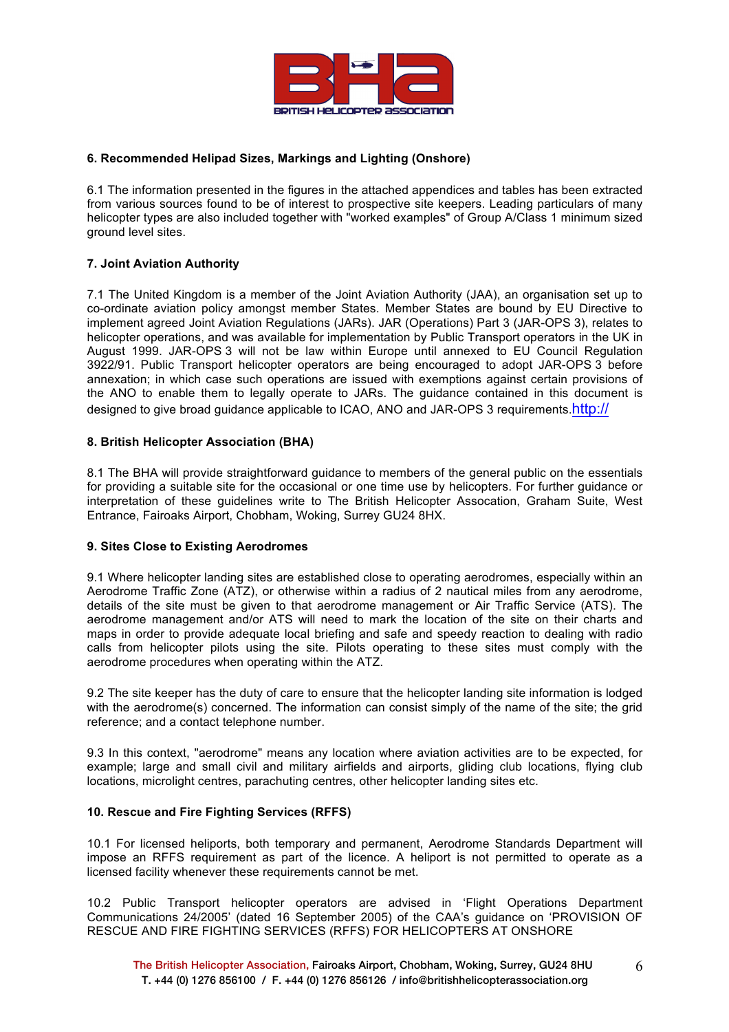## 6. Recommended Helipad Sizes, Markings and Lighting (Onshore)

6.1 The information presented in the figures in the attached appendices and tables has been extracted from various sources found to be of interest to prospective site keepers. Leading particulars of many helicopter types are also included together with "worked examples" of Group A/Class 1 minimum sized ground level sites.

## 7. Joint Aviation Authority

7.1 The United Kingdom is a member of the Joint Aviation Authority (JAA), an organisation set up to co-ordinate aviation policy amongst member States. Member States are bound by EU Directive to implement agreed Joint Aviation Regulations (JARs). JAR (Operations) Part 3 (JAR-OPS 3), relates to helicopter operations, and was available for implementation by Public Transport operators in the UK in August 1999. JAR-OPS 3 will not be law within Europe until annexed to EU Council Regulation 3922/91. Public Transport helicopter operators are being encouraged to adopt JAR-OPS 3 before annexation; in which case such operations are issued with exemptions against certain provisions of the ANO to enable them to legally operate to JARs. The guidance contained in this document is designed to give broad guidance applicable to ICAO, ANO and JAR-OPS 3 requirements.http://

## 8. British Helicopter Association (BHA)

8.1 The BHA will provide straightforward guidance to members of the general public on the essentials for providing a suitable site for the occasional or one time use by helicopters. For further guidance or interpretation of these guidelines write to The British Helicopter Assocation, Graham Suite, West Entrance, Fairoaks Airport, Chobham, Woking, Surrey GU24 8HX.

## 9. Sites Close to Existing Aerodromes

9.1 Where helicopter landing sites are established close to operating aerodromes, especially within an Aerodrome Traffic Zone (ATZ), or otherwise within a radius of 2 nautical miles from any aerodrome, details of the site must be given to that aerodrome management or Air Traffic Service (ATS). The aerodrome management and/or ATS will need to mark the location of the site on their charts and maps in order to provide adequate local briefing and safe and speedy reaction to dealing with radio calls from helicopter pilots using the site. Pilots operating to these sites must comply with the aerodrome procedures when operating within the ATZ.

9.2 The site keeper has the duty of care to ensure that the helicopter landing site information is lodged with the aerodrome(s) concerned. The information can consist simply of the name of the site; the grid reference; and a contact telephone number.

9.3 In this context, "aerodrome" means any location where aviation activities are to be expected, for example; large and small civil and military airfields and airports, gliding club locations, flying club locations, microlight centres, parachuting centres, other helicopter landing sites etc.

## 10. Rescue and Fire Fighting Services (RFFS)

10.1 For licensed heliports, both temporary and permanent, Aerodrome Standards Department will impose an RFFS requirement as part of the licence. A heliport is not permitted to operate as a licensed facility whenever these requirements cannot be met.

10.2 Public Transport helicopter operators are advised in 'Flight Operations Department Communications 24/2005' (dated 16 September 2005) of the CAA's guidance on 'PROVISION OF RESCUE AND FIRE FIGHTING SERVICES (RFFS) FOR HELICOPTERS AT ONSHORE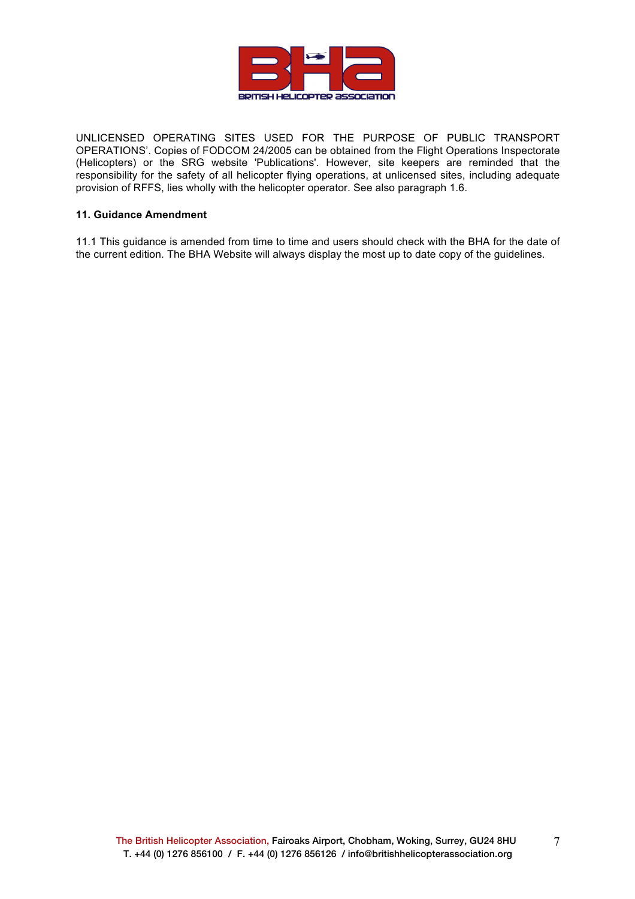UNLICENSED OPERATING SITES USED FOR THE PURPOSE OF PUBLIC TRANSPORT OPERATIONS'. Copies of FODCOM 24/2005 can be obtained from the Flight Operations Inspectorate (Helicopters) or the SRG website 'Publications'. However, site keepers are reminded that the responsibility for the safety of all helicopter flying operations, at unlicensed sites, including adequate provision of RFFS, lies wholly with the helicopter operator. See also paragraph 1.6.

**11. Guidance Amendment**

11.1 This guidance is amended from time to time and users should check with the BHA for the date of the current edition. The BHA Website will always display the most up to date copy of the guidelines.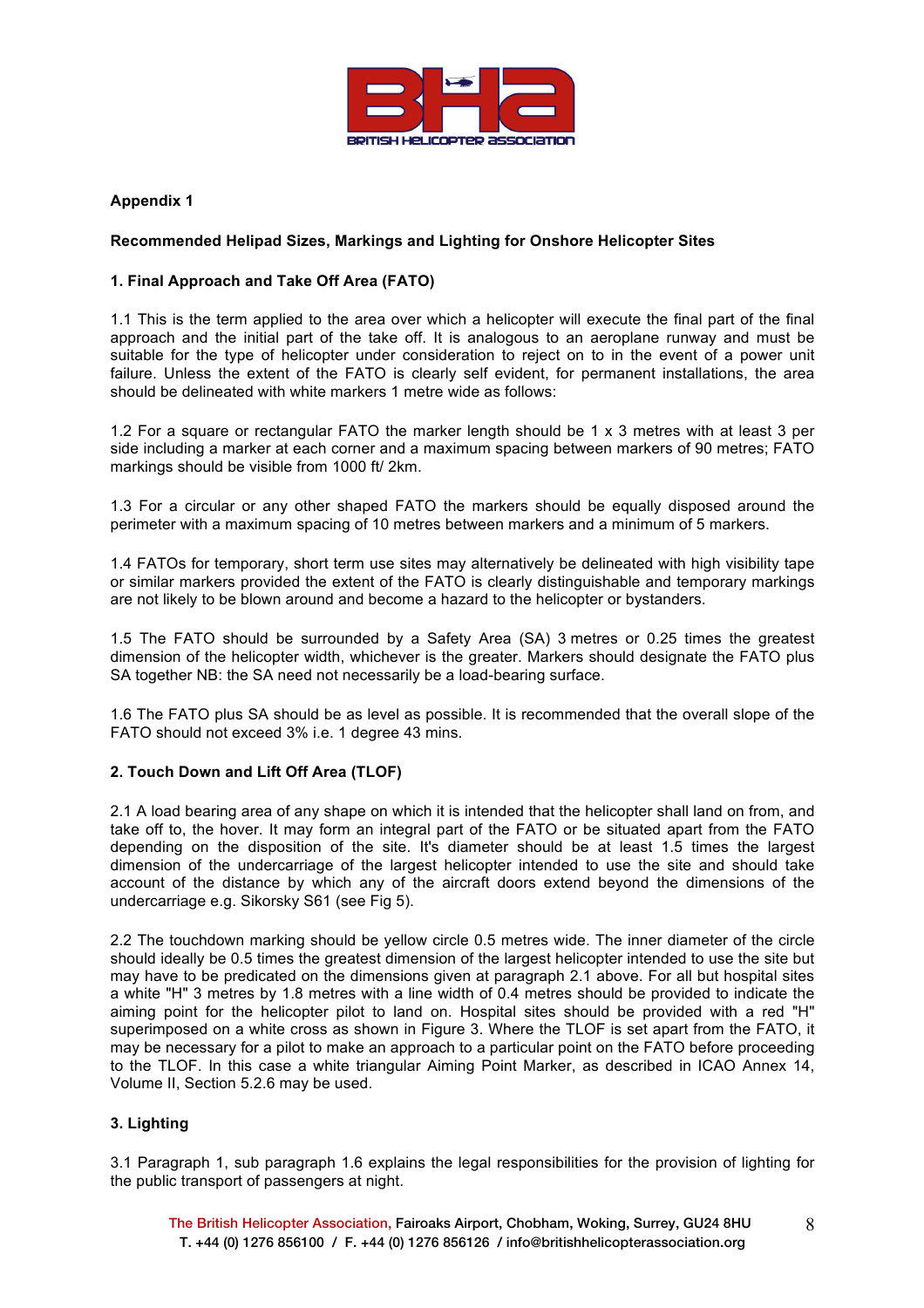**Appendix 1**

**Recommended Helipad Sizes, Markings and Lighting for Onshore Helicopter Sites**

**1. Final Approach and Take Off Area (FATO)**

1.1 This is the term applied to the area over which a helicopter will execute the final part of the final approach and the initial part of the take off. It is analogous to an aeroplane runway and must be suitable for the type of helicopter under consideration to reject on to in the event of a power unit failure. Unless the extent of the FATO is clearly self evident, for permanent installations, the area should be delineated with white markers 1 metre wide as follows:

1.2 For a square or rectangular FATO the marker length should be 1 x 3 metres with at least 3 per side including a marker at each corner and a maximum spacing between markers of 90 metres; FATO markings should be visible from 1000 ft/ 2km.

1.3 For a circular or any other shaped FATO the markers should be equally disposed around the perimeter with a maximum spacing of 10 metres between markers and a minimum of 5 markers.

1.4 FATOs for temporary, short term use sites may alternatively be delineated with high visibility tape or similar markers provided the extent of the FATO is clearly distinguishable and temporary markings are not likely to be blown around and become a hazard to the helicopter or bystanders.

1.5 The FATO should be surrounded by a Safety Area (SA) 3 metres or 0.25 times the greatest dimension of the helicopter width, whichever is the greater. Markers should designate the FATO plus SA together NB: the SA need not necessarily be a load-bearing surface.

1.6 The FATO plus SA should be as level as possible. It is recommended that the overall slope of the FATO should not exceed 3% i.e. 1 degree 43 mins.

**2. Touch Down and Lift Off Area (TLOF)**

2.1 A load bearing area of any shape on which it is intended that the helicopter shall land on from, and take off to, the hover. It may form an integral part of the FATO or be situated apart from the FATO depending on the disposition of the site. It's diameter should be at least 1.5 times the largest dimension of the undercarriage of the largest helicopter intended to use the site and should take account of the distance by which any of the aircraft doors extend beyond the dimensions of the undercarriage e.g. Sikorsky S61 (see Fig 5).

2.2 The touchdown marking should be yellow circle 0.5 metres wide. The inner diameter of the circle should ideally be 0.5 times the greatest dimension of the largest helicopter intended to use the site but may have to be predicated on the dimensions given at paragraph 2.1 above. For all but hospital sites a white "H" 3 metres by 1.8 metres with a line width of 0.4 metres should be provided to indicate the aiming point for the helicopter pilot to land on. Hospital sites should be provided with a red "H" superimposed on a white cross as shown in Figure 3. Where the TLOF is set apart from the FATO, it may be necessary for a pilot to make an approach to a particular point on the FATO before proceeding to the TLOF. In this case a white triangular Aiming Point Marker, as described in ICAO Annex 14, Volume II, Section 5.2.6 may be used.

**3. Lighting**

3.1 Paragraph 1, sub paragraph 1.6 explains the legal responsibilities for the provision of lighting for the public transport of passengers at night.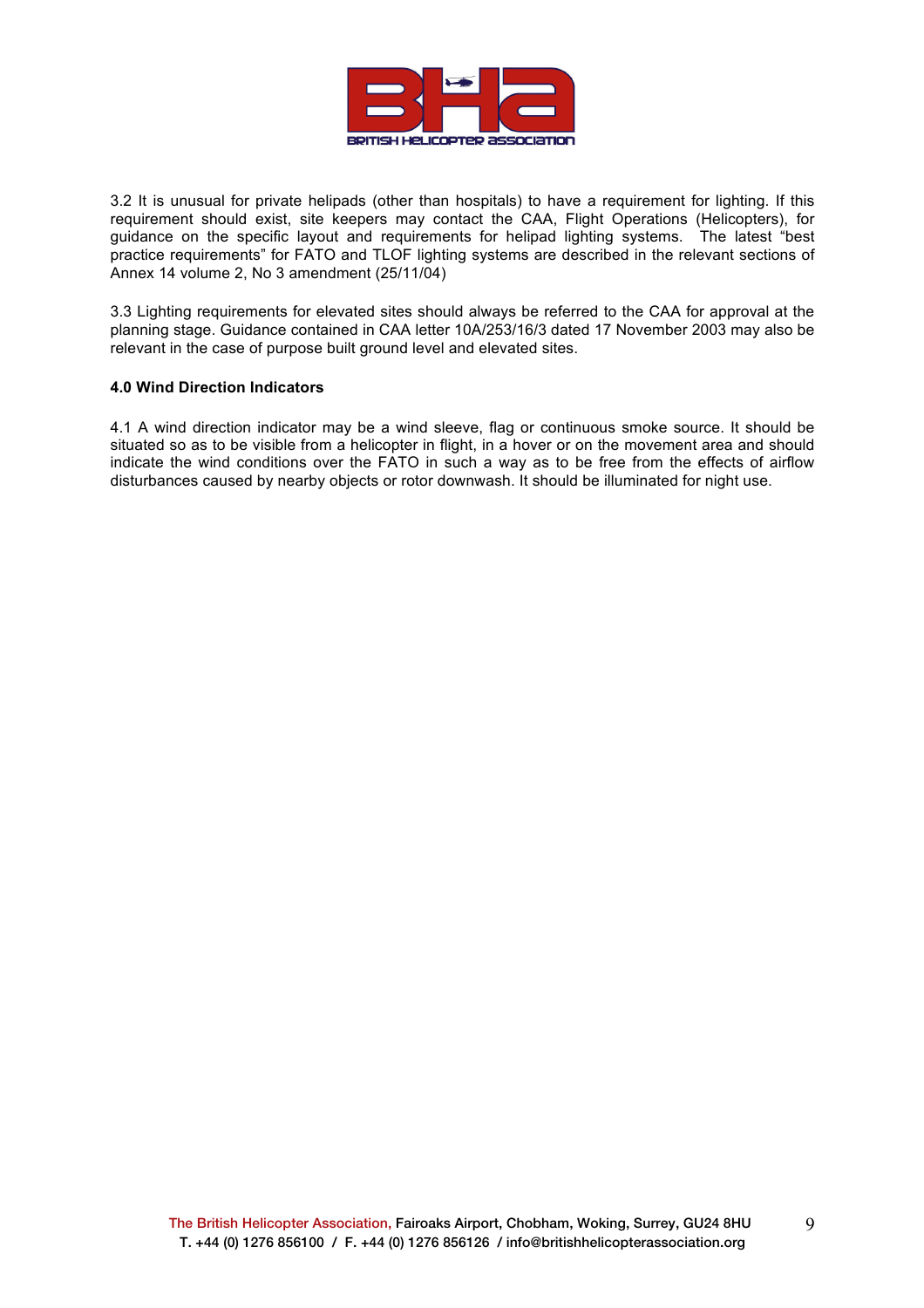3.2 It is unusual for private helipads (other than hospitals) to have a requirement for lighting. If this requirement should exist, site keepers may contact the CAA, Flight Operations (Helicopters), for guidance on the specific layout and requirements for helipad lighting systems. The latest "best practice requirements" for FATO and TLOF lighting systems are described in the relevant sections of Annex 14 volume 2, No 3 amendment (25/11/04)

3.3 Lighting requirements for elevated sites should always be referred to the CAA for approval at the planning stage. Guidance contained in CAA letter 10A/253/16/3 dated 17 November 2003 may also be relevant in the case of purpose built ground level and elevated sites.

**4.0 Wind Direction Indicators**

4.1 A wind direction indicator may be a wind sleeve, flag or continuous smoke source. It should be situated so as to be visible from a helicopter in flight, in a hover or on the movement area and should indicate the wind conditions over the FATO in such a way as to be free from the effects of airflow disturbances caused by nearby objects or rotor downwash. It should be illuminated for night use.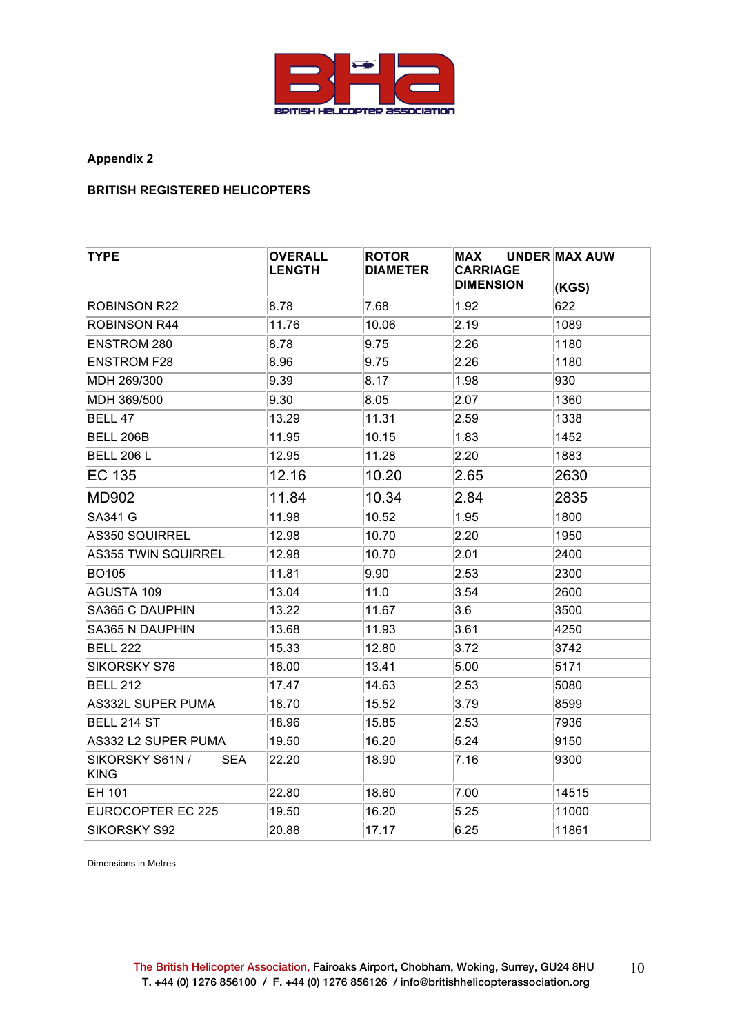**Appendix 2**

**BRITISH REGISTERED HELICOPTERS**

| TYPE | OVERALL LENGTH | ROTOR DIAMETER | MAX UNDER CARRIAGE DIMENSION | MAX AUW (KGS) |
|---|---|---|---|---|
| ROBINSON R22 | 8.78 | 7.68 | 1.92 | 622 |
| ROBINSON R44 | 11.76 | 10.06 | 2.19 | 1089 |
| ENSTROM 280 | 8.78 | 9.75 | 2.26 | 1180 |
| ENSTROM F28 | 8.96 | 9.75 | 2.26 | 1180 |
| MDH 269/300 | 9.39 | 8.17 | 1.98 | 930 |
| MDH 369/500 | 9.30 | 8.05 | 2.07 | 1360 |
| BELL 47 | 13.29 | 11.31 | 2.59 | 1338 |
| BELL 206B | 11.95 | 10.15 | 1.83 | 1452 |
| BELL 206 L | 12.95 | 11.28 | 2.20 | 1883 |
| EC 135 | 12.16 | 10.20 | 2.65 | 2630 |
| MD902 | 11.84 | 10.34 | 2.84 | 2835 |
| SA341 G | 11.98 | 10.52 | 1.95 | 1800 |
| AS350 SQUIRREL | 12.98 | 10.70 | 2.20 | 1950 |
| AS355 TWIN SQUIRREL | 12.98 | 10.70 | 2.01 | 2400 |
| BO105 | 11.81 | 9.90 | 2.53 | 2300 |
| AGUSTA 109 | 13.04 | 11.0 | 3.54 | 2600 |
| SA365 C DAUPHIN | 13.22 | 11.67 | 3.6 | 3500 |
| SA365 N DAUPHIN | 13.68 | 11.93 | 3.61 | 4250 |
| BELL 222 | 15.33 | 12.80 | 3.72 | 3742 |
| SIKORSKY S76 | 16.00 | 13.41 | 5.00 | 5171 |
| BELL 212 | 17.47 | 14.63 | 2.53 | 5080 |
| AS332L SUPER PUMA | 18.70 | 15.52 | 3.79 | 8599 |
| BELL 214 ST | 18.96 | 15.85 | 2.53 | 7936 |
| AS332 L2 SUPER PUMA | 19.50 | 16.20 | 5.24 | 9150 |
| SIKORSKY S61N / SEA KING | 22.20 | 18.90 | 7.16 | 9300 |
| EH 101 | 22.80 | 18.60 | 7.00 | 14515 |
| EUROCOPTER EC 225 | 19.50 | 16.20 | 5.25 | 11000 |
| SIKORSKY S92 | 20.88 | 17.17 | 6.25 | 11861 |

Dimensions in Metres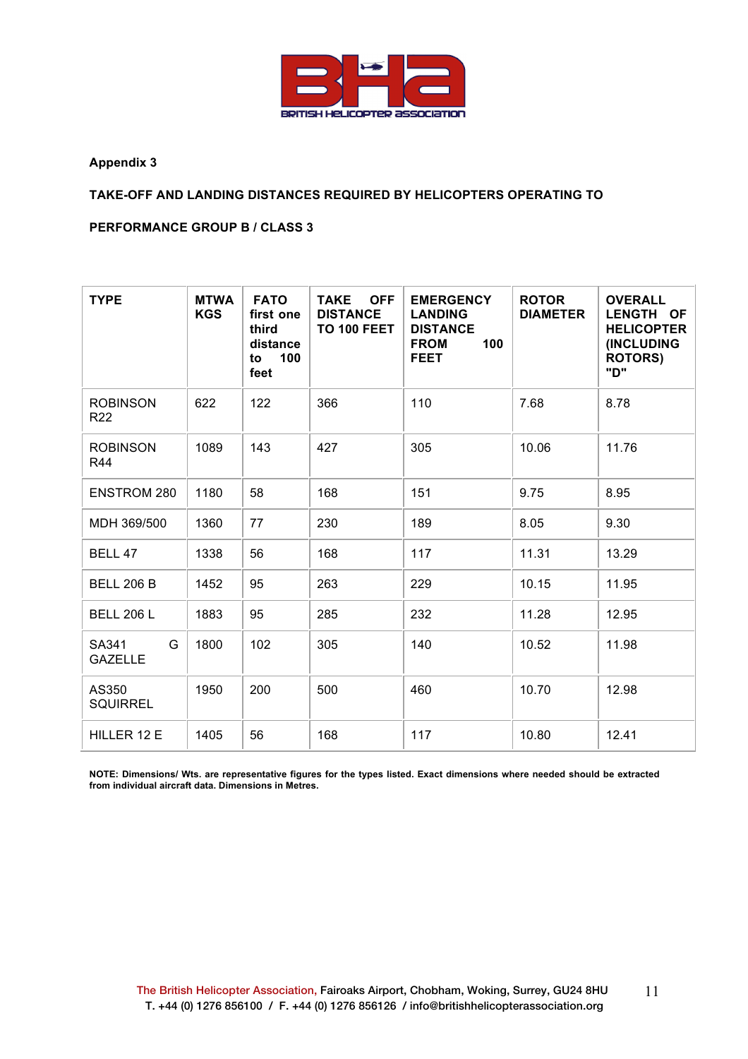**Appendix 3**

**TAKE-OFF AND LANDING DISTANCES REQUIRED BY HELICOPTERS OPERATING TO**

**PERFORMANCE GROUP B / CLASS 3**

| TYPE | MTWA KGS | FATO first one third distance to 100 feet | TAKE OFF DISTANCE TO 100 FEET | EMERGENCY LANDING DISTANCE FROM 100 FEET | ROTOR DIAMETER | OVERALL LENGTH OF HELICOPTER (INCLUDING ROTORS) "D" |
|---|---|---|---|---|---|---|
| ROBINSON R22 | 622 | 122 | 366 | 110 | 7.68 | 8.78 |
| ROBINSON R44 | 1089 | 143 | 427 | 305 | 10.06 | 11.76 |
| ENSTROM 280 | 1180 | 58 | 168 | 151 | 9.75 | 8.95 |
| MDH 369/500 | 1360 | 77 | 230 | 189 | 8.05 | 9.30 |
| BELL 47 | 1338 | 56 | 168 | 117 | 11.31 | 13.29 |
| BELL 206 B | 1452 | 95 | 263 | 229 | 10.15 | 11.95 |
| BELL 206 L | 1883 | 95 | 285 | 232 | 11.28 | 12.95 |
| SA341 G GAZELLE | 1800 | 102 | 305 | 140 | 10.52 | 11.98 |
| AS350 SQUIRREL | 1950 | 200 | 500 | 460 | 10.70 | 12.98 |
| HILLER 12 E | 1405 | 56 | 168 | 117 | 10.80 | 12.41 |

**NOTE: Dimensions/ Wts. are representative figures for the types listed. Exact dimensions where needed should be extracted from individual aircraft data. Dimensions in Metres.**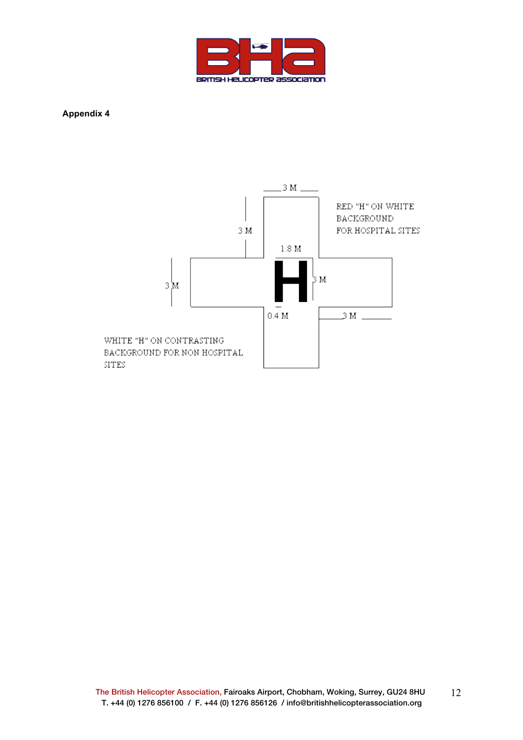**Appendix 4**

3 M

3 M

RED "H" ON WHITE BACKGROUND FOR HOSPITAL SITES

1.8 M

3 M

H

3 M

0.4 M

3 M

WHITE "H" ON CONTRASTING BACKGROUND FOR NON HOSPITAL SITES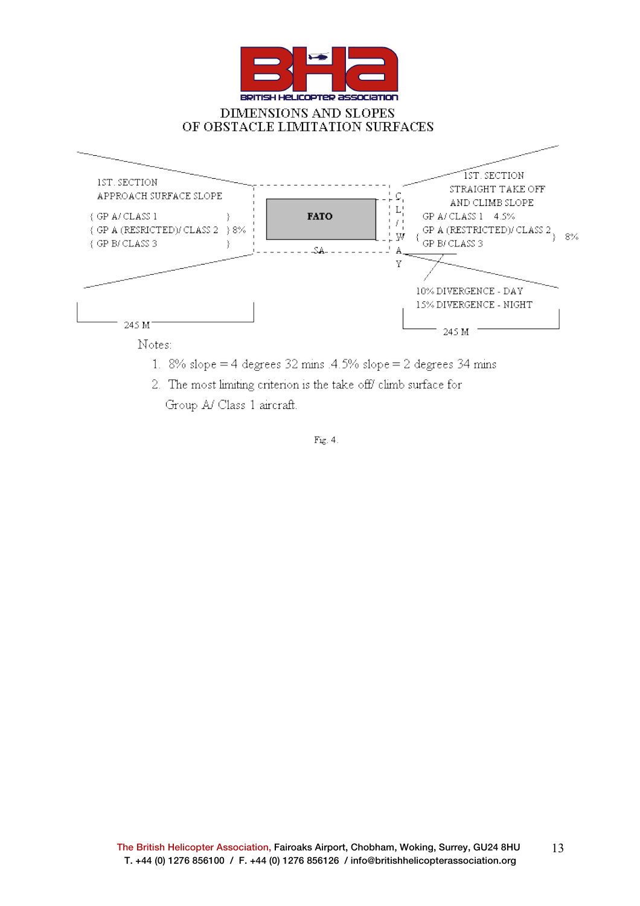## DIMENSIONS AND SLOPES OF OBSTACLE LIMITATION SURFACES

1ST. SECTION
APPROACH SURFACE SLOPE

{ GP A/ CLASS 1 }
{ GP A (RESRICTED)/ CLASS 2 } 8%
{ GP B/ CLASS 3 }

FATO

SA

CLWAY

1ST. SECTION
STRAIGHT TAKE OFF
AND CLIMB SLOPE

GP A/ CLASS 1 4.5%
{ GP A (RESTRICTED)/ CLASS 2 } 8%
GP B/ CLASS 3

10% DIVERGENCE - DAY
15% DIVERGENCE - NIGHT

245 M

245 M

Notes:

1. 8% slope = 4 degrees 32 mins .4.5% slope = 2 degrees 34 mins
2. The most limiting criterion is the take off/ climb surface for Group A/ Class 1 aircraft.

Fig. 4.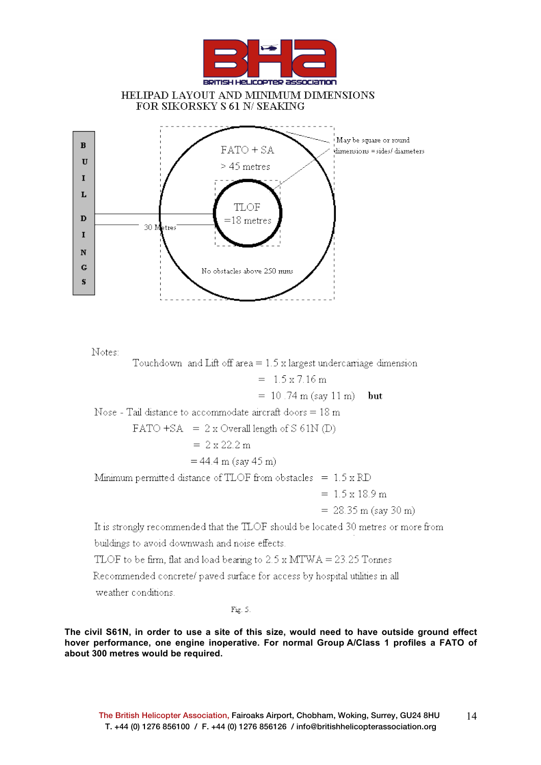HELIPAD LAYOUT AND MINIMUM DIMENSIONS FOR SIKORSKY S 61 N/ SEAKING

BUILDINGS

FATO + SA

> 45 metres

TLOF

=18 metres

30 Metres

No obstacles above 250 mms

May be square or round dimensions = sides/ diameters

Notes:

Touchdown and Lift off area = 1.5 x largest undercarriage dimension

= 1.5 x 7.16 m

= 10 .74 m (say 11 m) **but**

Nose - Tail distance to accommodate aircraft doors = 18 m

FATO +SA = 2 x Overall length of S 61N (D)

= 2 x 22.2 m

= 44.4 m (say 45 m)

Minimum permitted distance of TLOF from obstacles = 1.5 x RD

= 1.5 x 18.9 m

= 28.35 m (say 30 m)

It is strongly recommended that the TLOF should be located 30 metres or more from buildings to avoid downwash and noise effects.

TLOF to be firm, flat and load bearing to 2.5 x MTWA = 23.25 Tonnes

Recommended concrete/ paved surface for access by hospital utilities in all weather conditions.

Fig. 5.

**The civil S61N, in order to use a site of this size, would need to have outside ground effect hover performance, one engine inoperative. For normal Group A/Class 1 profiles a FATO of about 300 metres would be required.**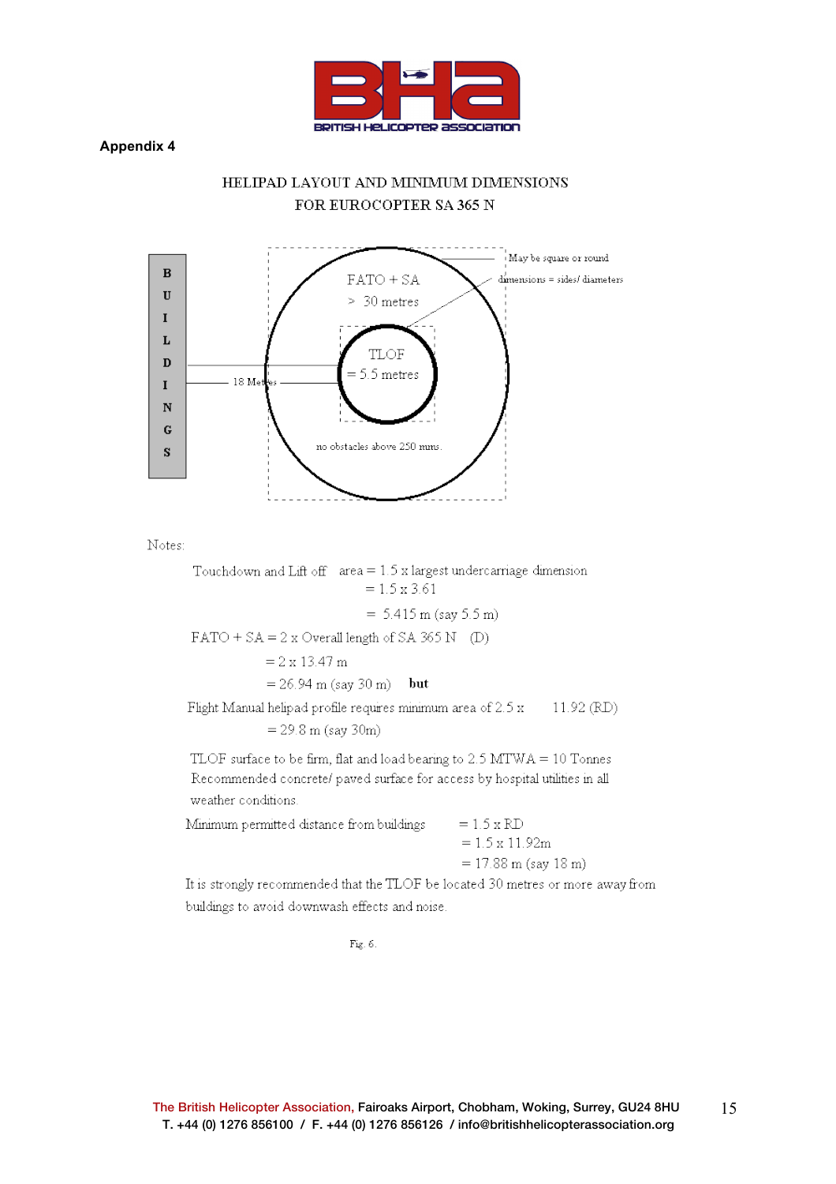**Appendix 4**

## HELIPAD LAYOUT AND MINIMUM DIMENSIONS FOR EUROCOPTER SA 365 N

BUILDINGS

18 Metres

FATO + SA > 30 metres

TLOF = 5.5 metres

no obstacles above 250 mms.

May be square or round

dimensions = sides/ diameters

Notes:

Touchdown and Lift off area = 1.5 x largest undercarriage dimension
= 1.5 x 3.61
= 5.415 m (say 5.5 m)

FATO + SA = 2 x Overall length of SA 365 N (D)
= 2 x 13.47 m
= 26.94 m (say 30 m) **but**

Flight Manual helipad profile requires minimum area of 2.5 x 11.92 (RD)
= 29.8 m (say 30m)

TLOF surface to be firm, flat and load bearing to 2.5 MTWA = 10 Tonnes
Recommended concrete/ paved surface for access by hospital utilities in all weather conditions.

Minimum permitted distance from buildings = 1.5 x RD
= 1.5 x 11.92m
= 17.88 m (say 18 m)

It is strongly recommended that the TLOF be located 30 metres or more away from buildings to avoid downwash effects and noise.

Fig. 6.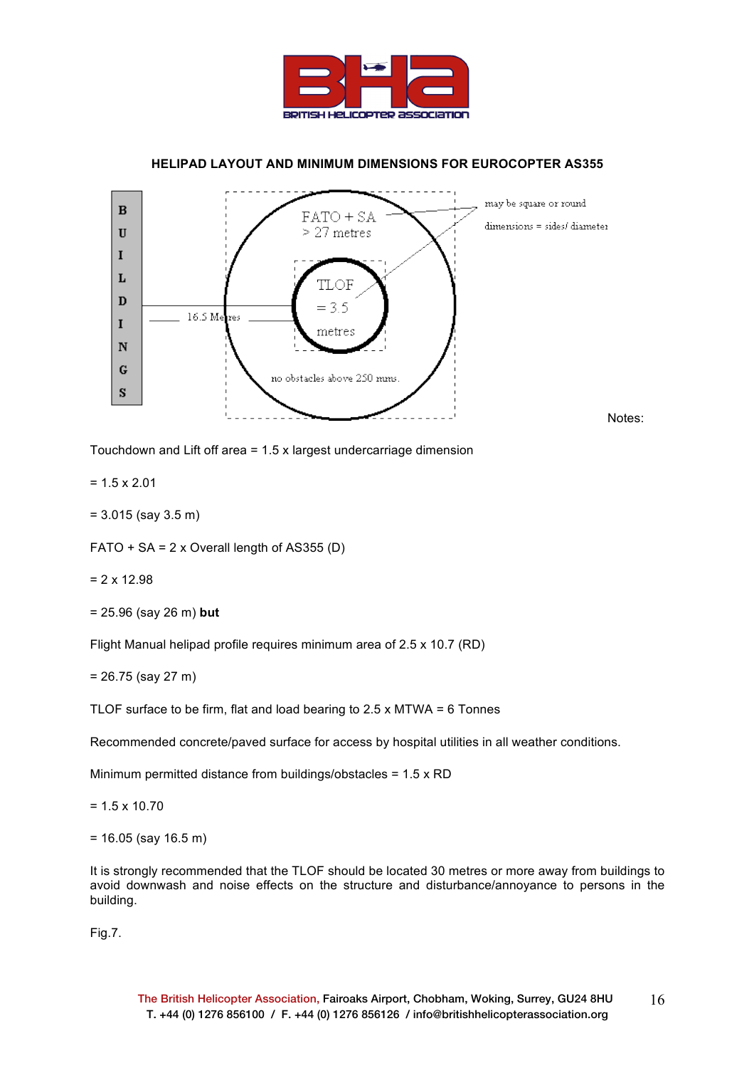HELIPAD LAYOUT AND MINIMUM DIMENSIONS FOR EUROCOPTER AS355

BUILDINGS

FATO + SA
> 27 metres

TLOF
= 3.5
metres

16.5 Metres

no obstacles above 250 mms.

may be square or round

dimensions = sides/ diameter

Notes:

Touchdown and Lift off area = 1.5 x largest undercarriage dimension

= 1.5 x 2.01

= 3.015 (say 3.5 m)

FATO + SA = 2 x Overall length of AS355 (D)

= 2 x 12.98

= 25.96 (say 26 m) **but**

Flight Manual helipad profile requires minimum area of 2.5 x 10.7 (RD)

= 26.75 (say 27 m)

TLOF surface to be firm, flat and load bearing to 2.5 x MTWA = 6 Tonnes

Recommended concrete/paved surface for access by hospital utilities in all weather conditions.

Minimum permitted distance from buildings/obstacles = 1.5 x RD

= 1.5 x 10.70

= 16.05 (say 16.5 m)

It is strongly recommended that the TLOF should be located 30 metres or more away from buildings to avoid downwash and noise effects on the structure and disturbance/annoyance to persons in the building.

Fig.7.